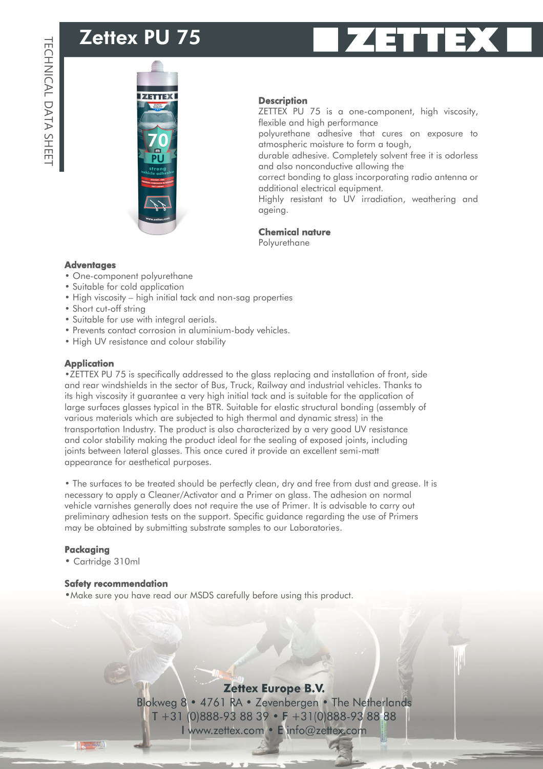# Zettex PU 75

TECHNICAL DATA SHEET

### Description

ZETTEX PU 75 is a one-component, high viscosity, flexible and high performance polyurethane adhesive that cures on exposure to atmospheric moisture to form a tough, durable adhesive. Completely solvent free it is odorless and also nonconductive allowing the correct bonding to glass incorporating radio antenna or additional electrical equipment.
Highly resistant to UV irradiation, weathering and ageing.

### Chemical nature

Polyurethane

### Advantages

- One-component polyurethane
- Suitable for cold application
- High viscosity – high initial tack and non-sag properties
- Short cut-off string
- Suitable for use with integral aerials.
- Prevents contact corrosion in aluminium-body vehicles.
- High UV resistance and colour stability

### Application

•ZETTEX PU 75 is specifically addressed to the glass replacing and installation of front, side and rear windshields in the sector of Bus, Truck, Railway and industrial vehicles. Thanks to its high viscosity it guarantee a very high initial tack and is suitable for the application of large surfaces glasses typical in the BTR. Suitable for elastic structural bonding (assembly of various materials which are subjected to high thermal and dynamic stress) in the transportation Industry. The product is also characterized by a very good UV resistance and color stability making the product ideal for the sealing of exposed joints, including joints between lateral glasses. This once cured it provide an excellent semi-matt appearance for aesthetical purposes.

• The surfaces to be treated should be perfectly clean, dry and free from dust and grease. It is necessary to apply a Cleaner/Activator and a Primer on glass. The adhesion on normal vehicle varnishes generally does not require the use of Primer. It is advisable to carry out preliminary adhesion tests on the support. Specific guidance regarding the use of Primers may be obtained by submitting substrate samples to our Laboratories.

### Packaging

- Cartridge 310ml

### Safety recommendation

•Make sure you have read our MSDS carefully before using this product.

**Zettex Europe B.V.**
Blokweg 8 • 4761 RA • Zevenbergen • The Netherlands
T +31 (0)888-93 88 39 • F +31(0)888-93 88 88
I www.zettex.com • E info@zettex.com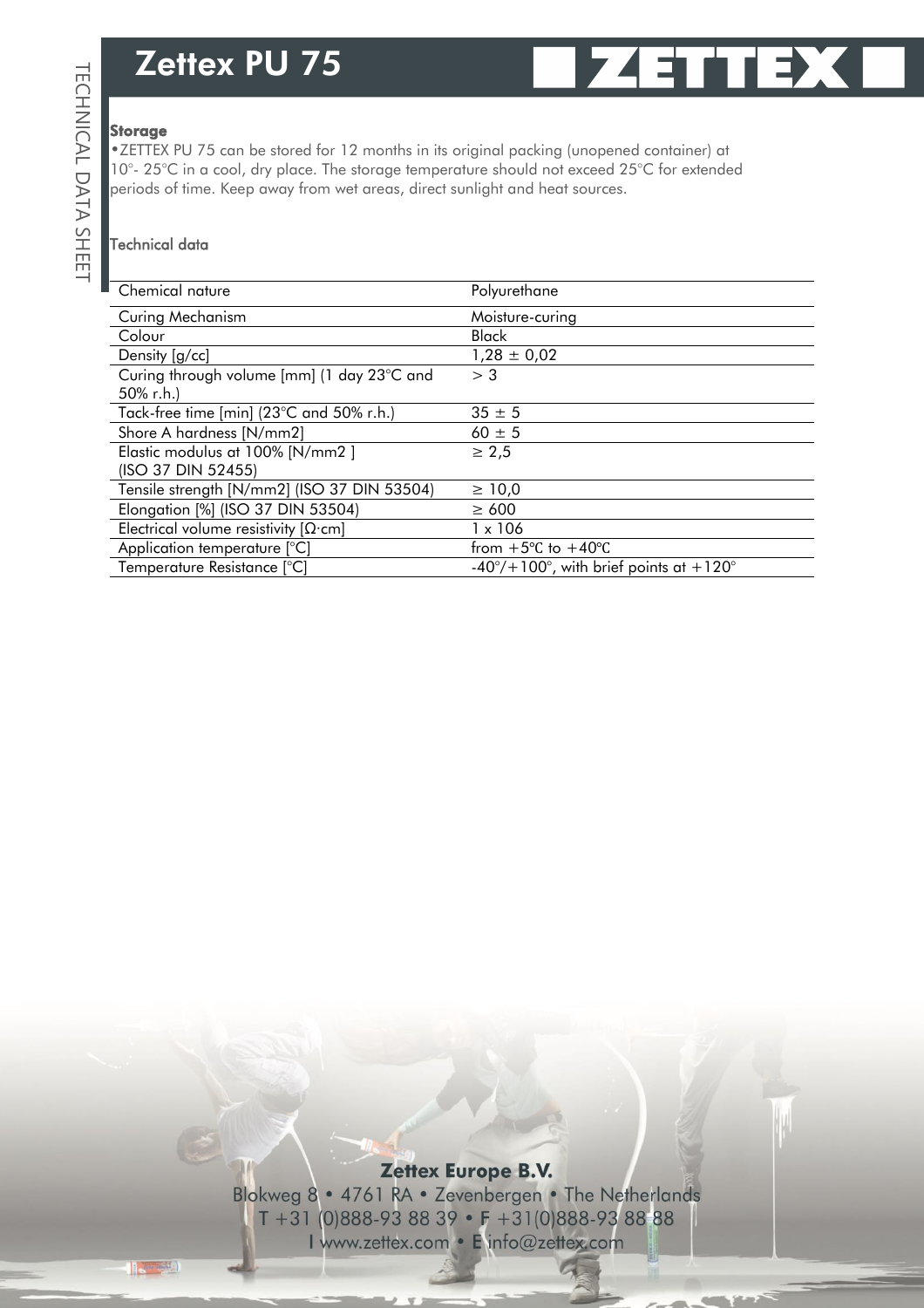## Storage

•ZETTEX PU 75 can be stored for 12 months in its original packing (unopened container) at 10°- 25°C in a cool, dry place. The storage temperature should not exceed 25°C for extended periods of time. Keep away from wet areas, direct sunlight and heat sources.

## Technical data

| | |
|---|---|
| Chemical nature | Polyurethane |
| Curing Mechanism | Moisture-curing |
| Colour | Black |
| Density [g/cc] | 1,28 ± 0,02 |
| Curing through volume [mm] (1 day 23°C and 50% r.h.) | > 3 |
| Tack-free time [min] (23°C and 50% r.h.) | 35 ± 5 |
| Shore A hardness [N/mm2] | 60 ± 5 |
| Elastic modulus at 100% [N/mm2 ] (ISO 37 DIN 52455) | ≥ 2,5 |
| Tensile strength [N/mm2] (ISO 37 DIN 53504) | ≥ 10,0 |
| Elongation [%] (ISO 37 DIN 53504) | ≥ 600 |
| Electrical volume resistivity [Ω·cm] | 1 x 106 |
| Application temperature [°C] | from +5°C to +40°C |
| Temperature Resistance [°C] | -40°/+100°, with brief points at +120° |

**Zettex Europe B.V.**
Blokweg 8 • 4761 RA • Zevenbergen • The Netherlands
T +31 (0)888-93 88 39 • F +31(0)888-93 88 88
I www.zettex.com • E info@zettex.com